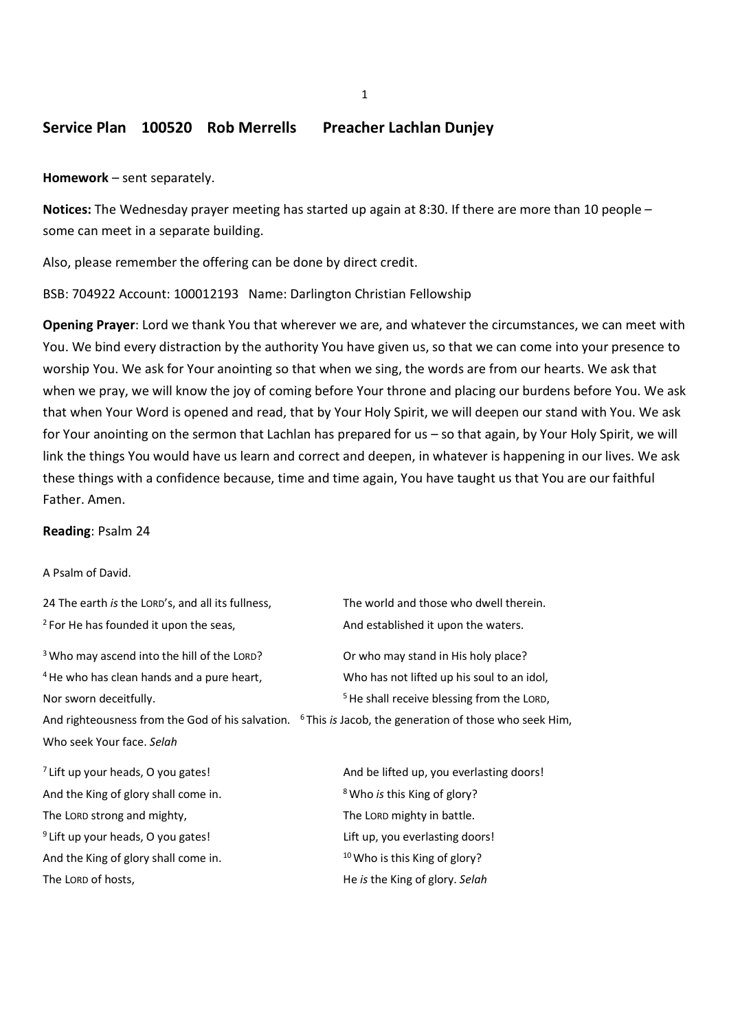## Service Plan 100520 Rob Merrells Preacher Lachlan Dunjey

**Homework** – sent separately.

**Notices:** The Wednesday prayer meeting has started up again at 8:30. If there are more than 10 people – some can meet in a separate building.

Also, please remember the offering can be done by direct credit.

BSB: 704922 Account: 100012193 Name: Darlington Christian Fellowship

**Opening Prayer**: Lord we thank You that wherever we are, and whatever the circumstances, we can meet with You. We bind every distraction by the authority You have given us, so that we can come into your presence to worship You. We ask for Your anointing so that when we sing, the words are from our hearts. We ask that when we pray, we will know the joy of coming before Your throne and placing our burdens before You. We ask that when Your Word is opened and read, that by Your Holy Spirit, we will deepen our stand with You. We ask for Your anointing on the sermon that Lachlan has prepared for us – so that again, by Your Holy Spirit, we will link the things You would have us learn and correct and deepen, in whatever is happening in our lives. We ask these things with a confidence because, time and time again, You have taught us that You are our faithful Father. Amen.

**Reading**: Psalm 24

A Psalm of David.

24 The earth *is* the LORD's, and all its fullness, The world and those who dwell therein.
[2] For He has founded it upon the seas, And established it upon the waters.

[3] Who may ascend into the hill of the LORD? Or who may stand in His holy place?
[4] He who has clean hands and a pure heart, Who has not lifted up his soul to an idol,
Nor sworn deceitfully. [5] He shall receive blessing from the LORD,
And righteousness from the God of his salvation. [6] This *is* Jacob, the generation of those who seek Him,
Who seek Your face. *Selah*

[7] Lift up your heads, O you gates! And be lifted up, you everlasting doors!
And the King of glory shall come in. [8] Who *is* this King of glory?
The LORD strong and mighty, The LORD mighty in battle.
[9] Lift up your heads, O you gates! Lift up, you everlasting doors!
And the King of glory shall come in. [10] Who is this King of glory?
The LORD of hosts, He *is* the King of glory. *Selah*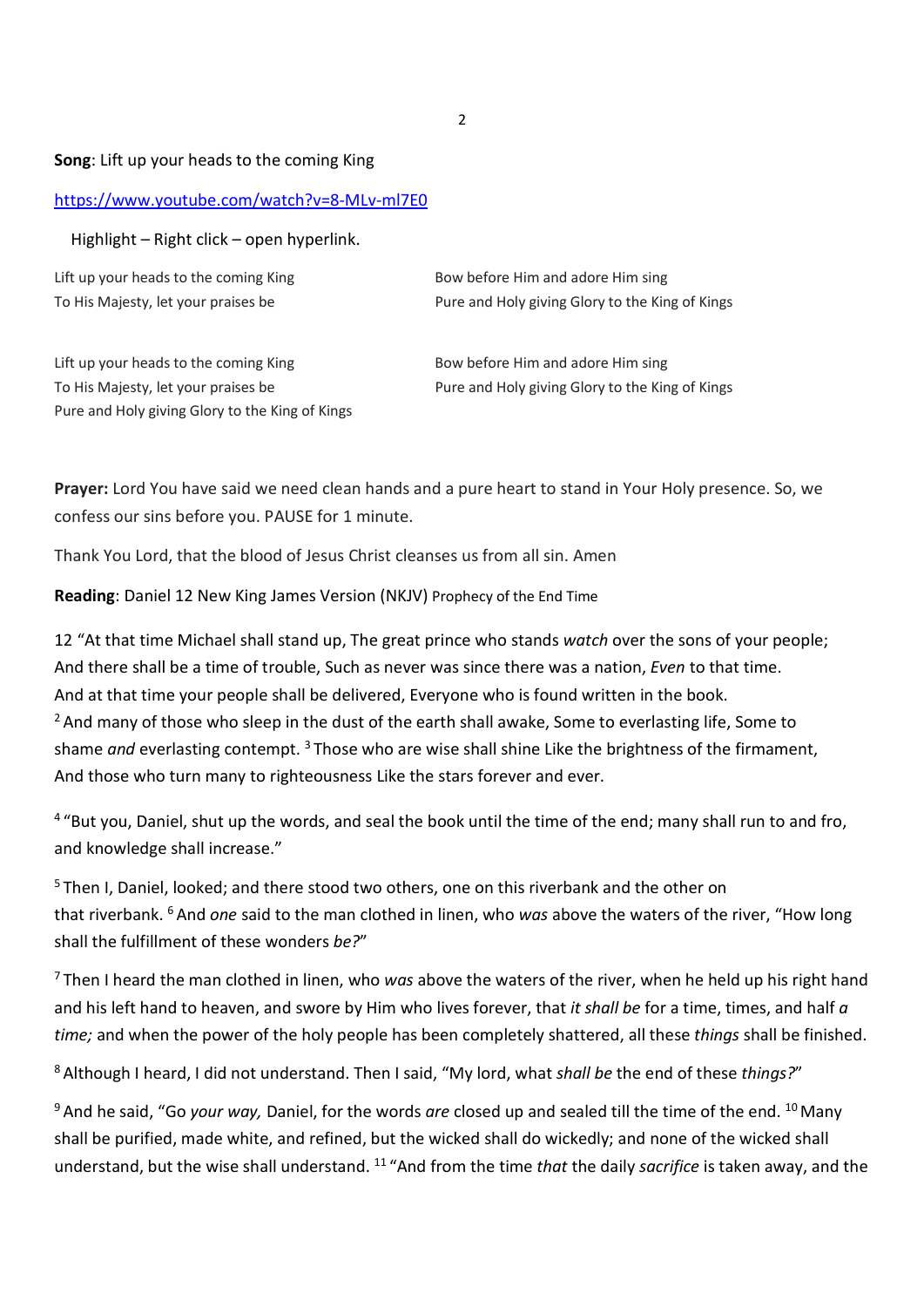**Song**: Lift up your heads to the coming King

https://www.youtube.com/watch?v=8-MLv-ml7E0

Highlight – Right click – open hyperlink.

Lift up your heads to the coming King
To His Majesty, let your praises be

Bow before Him and adore Him sing
Pure and Holy giving Glory to the King of Kings

Lift up your heads to the coming King
To His Majesty, let your praises be
Pure and Holy giving Glory to the King of Kings

Bow before Him and adore Him sing
Pure and Holy giving Glory to the King of Kings

**Prayer:** Lord You have said we need clean hands and a pure heart to stand in Your Holy presence. So, we confess our sins before you. PAUSE for 1 minute.

Thank You Lord, that the blood of Jesus Christ cleanses us from all sin. Amen

**Reading**: Daniel 12 New King James Version (NKJV) Prophecy of the End Time

12 "At that time Michael shall stand up, The great prince who stands *watch* over the sons of your people; And there shall be a time of trouble, Such as never was since there was a nation, *Even* to that time. And at that time your people shall be delivered, Everyone who is found written in the book. [2] And many of those who sleep in the dust of the earth shall awake, Some to everlasting life, Some to shame *and* everlasting contempt. [3] Those who are wise shall shine Like the brightness of the firmament, And those who turn many to righteousness Like the stars forever and ever.

[4] "But you, Daniel, shut up the words, and seal the book until the time of the end; many shall run to and fro, and knowledge shall increase."

[5] Then I, Daniel, looked; and there stood two others, one on this riverbank and the other on that riverbank. [6] And *one* said to the man clothed in linen, who *was* above the waters of the river, "How long shall the fulfillment of these wonders *be?*"

[7] Then I heard the man clothed in linen, who *was* above the waters of the river, when he held up his right hand and his left hand to heaven, and swore by Him who lives forever, that *it shall be* for a time, times, and half *a time;* and when the power of the holy people has been completely shattered, all these *things* shall be finished.

[8] Although I heard, I did not understand. Then I said, "My lord, what *shall be* the end of these *things?*"

[9] And he said, "Go *your way,* Daniel, for the words *are* closed up and sealed till the time of the end. [10] Many shall be purified, made white, and refined, but the wicked shall do wickedly; and none of the wicked shall understand, but the wise shall understand. [11] "And from the time *that* the daily *sacrifice* is taken away, and the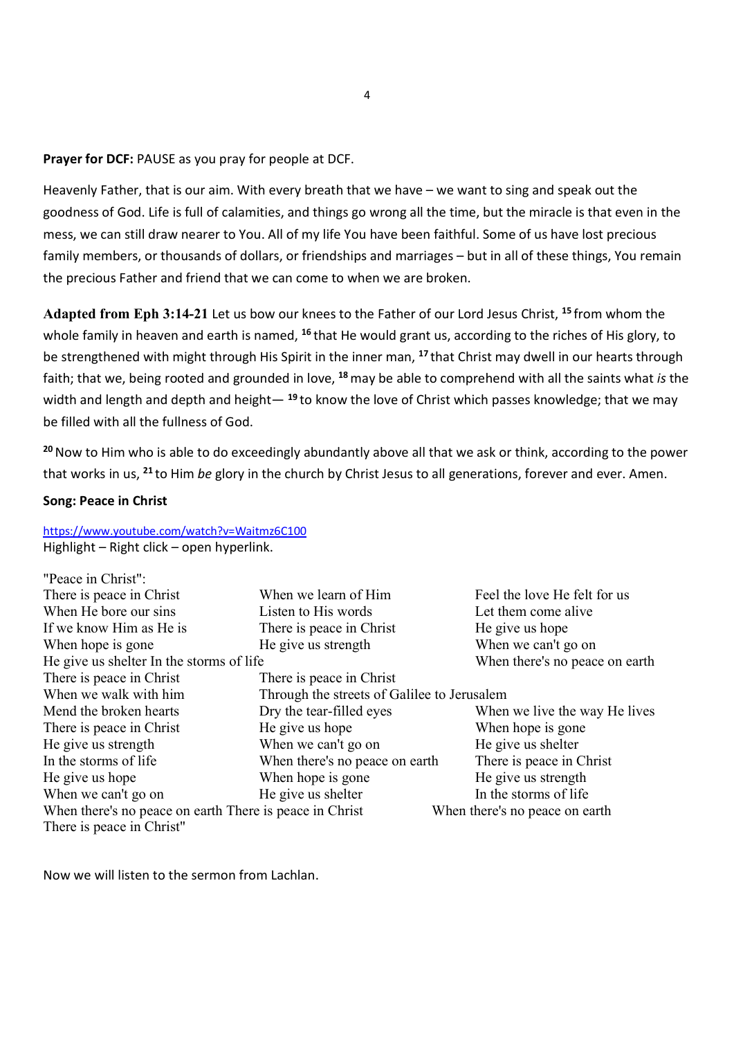**Prayer for DCF:** PAUSE as you pray for people at DCF.

Heavenly Father, that is our aim. With every breath that we have – we want to sing and speak out the goodness of God. Life is full of calamities, and things go wrong all the time, but the miracle is that even in the mess, we can still draw nearer to You. All of my life You have been faithful. Some of us have lost precious family members, or thousands of dollars, or friendships and marriages – but in all of these things, You remain the precious Father and friend that we can come to when we are broken.

**Adapted from Eph 3:14-21** Let us bow our knees to the Father of our Lord Jesus Christ, [15] from whom the whole family in heaven and earth is named, [16] that He would grant us, according to the riches of His glory, to be strengthened with might through His Spirit in the inner man, [17] that Christ may dwell in our hearts through faith; that we, being rooted and grounded in love, [18] may be able to comprehend with all the saints what *is* the width and length and depth and height— [19] to know the love of Christ which passes knowledge; that we may be filled with all the fullness of God.

[20] Now to Him who is able to do exceedingly abundantly above all that we ask or think, according to the power that works in us, [21] to Him *be* glory in the church by Christ Jesus to all generations, forever and ever. Amen.

**Song: Peace in Christ**

https://www.youtube.com/watch?v=Waitmz6C100
Highlight – Right click – open hyperlink.

"Peace in Christ":
There is peace in Christ
When He bore our sins
If we know Him as He is
When hope is gone
He give us shelter In the storms of life
There is peace in Christ
When we walk with him
Mend the broken hearts
There is peace in Christ
He give us strength
In the storms of life
He give us hope
When we can't go on
When there's no peace on earth There is peace in Christ
There is peace in Christ"
When we learn of Him
Listen to His words
There is peace in Christ
He give us strength
There is peace in Christ
Through the streets of Galilee to Jerusalem
Dry the tear-filled eyes
He give us hope
When we can't go on
When there's no peace on earth
When hope is gone
He give us shelter
Feel the love He felt for us
Let them come alive
He give us hope
When we can't go on
When there's no peace on earth
When we live the way He lives
When hope is gone
He give us shelter
There is peace in Christ
He give us strength
In the storms of life
When there's no peace on earth

Now we will listen to the sermon from Lachlan.